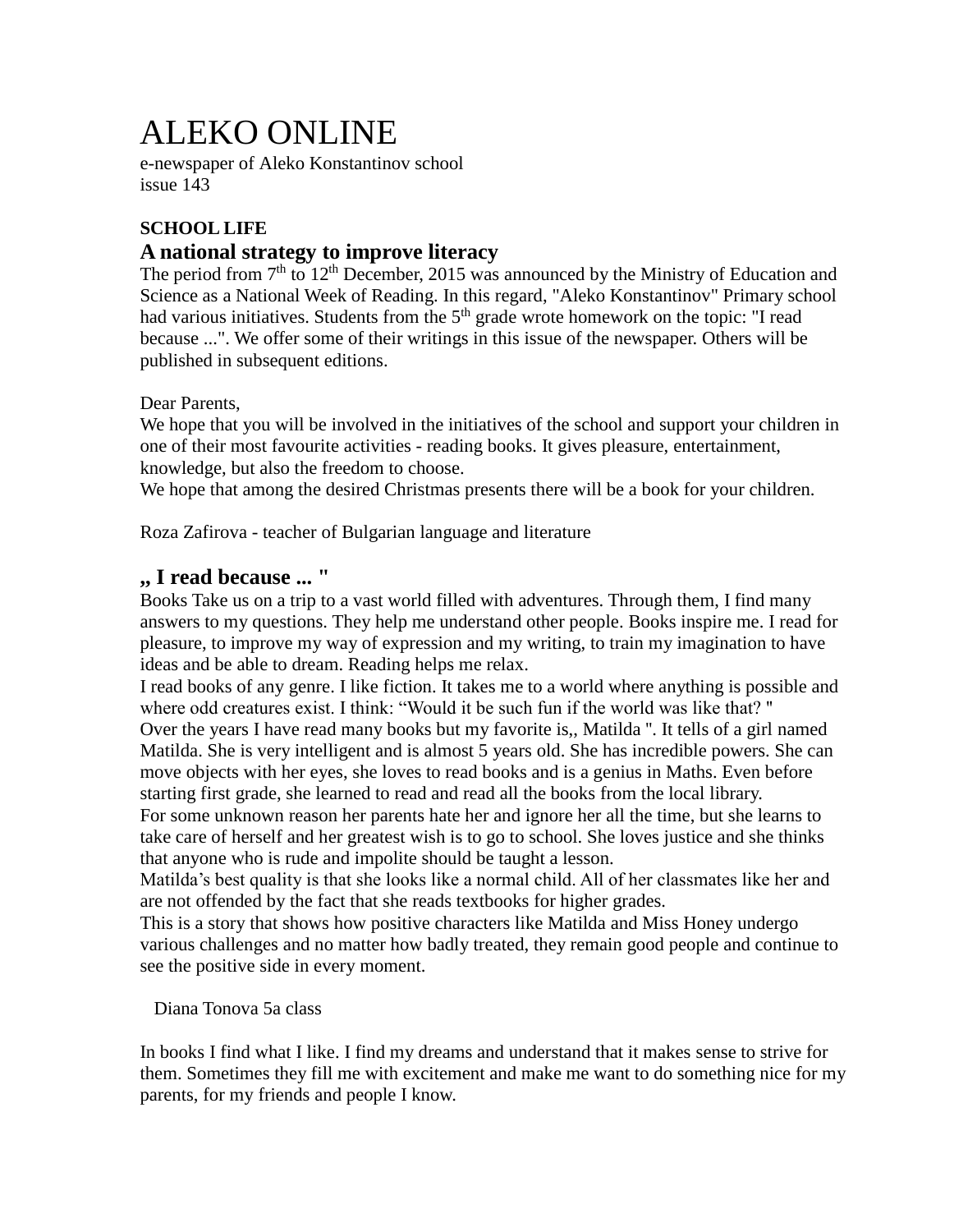# ALEKO ONLINE

e-newspaper of Aleko Konstantinov school
issue 143

**SCHOOL LIFE**

## A national strategy to improve literacy

The period from 7th to 12th December, 2015 was announced by the Ministry of Education and Science as a National Week of Reading. In this regard, "Aleko Konstantinov" Primary school had various initiatives. Students from the 5th grade wrote homework on the topic: "I read because ...". We offer some of their writings in this issue of the newspaper. Others will be published in subsequent editions.

Dear Parents,
We hope that you will be involved in the initiatives of the school and support your children in one of their most favourite activities - reading books. It gives pleasure, entertainment, knowledge, but also the freedom to choose.
We hope that among the desired Christmas presents there will be a book for your children.

Roza Zafirova - teacher of Bulgarian language and literature

## „ I read because ... "

Books Take us on a trip to a vast world filled with adventures. Through them, I find many answers to my questions. They help me understand other people. Books inspire me. I read for pleasure, to improve my way of expression and my writing, to train my imagination to have ideas and be able to dream. Reading helps me relax.
I read books of any genre. I like fiction. It takes me to a world where anything is possible and where odd creatures exist. I think: "Would it be such fun if the world was like that? "
Over the years I have read many books but my favorite is,, Matilda ". It tells of a girl named Matilda. She is very intelligent and is almost 5 years old. She has incredible powers. She can move objects with her eyes, she loves to read books and is a genius in Maths. Even before starting first grade, she learned to read and read all the books from the local library.
For some unknown reason her parents hate her and ignore her all the time, but she learns to take care of herself and her greatest wish is to go to school. She loves justice and she thinks that anyone who is rude and impolite should be taught a lesson.
Matilda's best quality is that she looks like a normal child. All of her classmates like her and are not offended by the fact that she reads textbooks for higher grades.
This is a story that shows how positive characters like Matilda and Miss Honey undergo various challenges and no matter how badly treated, they remain good people and continue to see the positive side in every moment.

Diana Tonova 5a class

In books I find what I like. I find my dreams and understand that it makes sense to strive for them. Sometimes they fill me with excitement and make me want to do something nice for my parents, for my friends and people I know.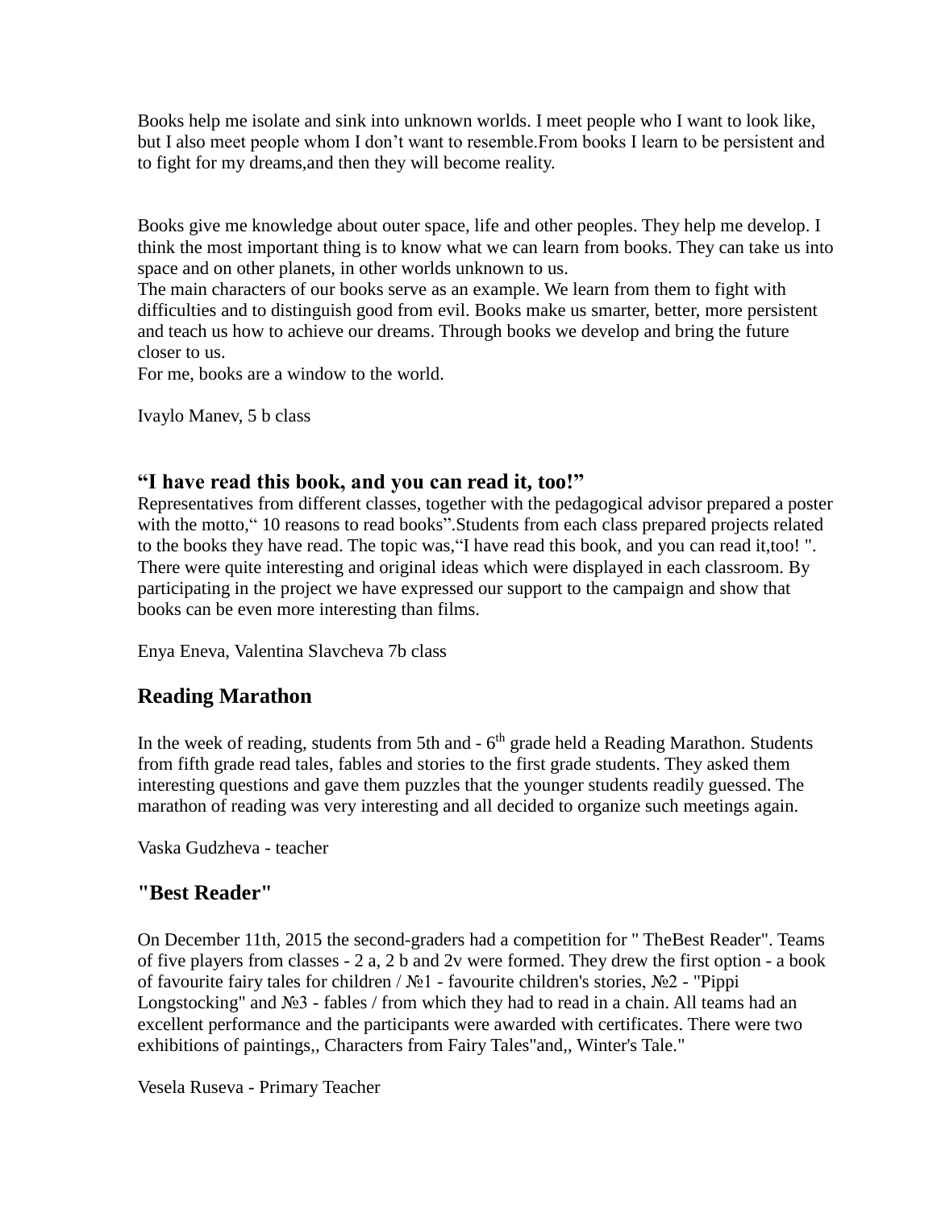Books help me isolate and sink into unknown worlds. I meet people who I want to look like, but I also meet people whom I don't want to resemble.From books I learn to be persistent and to fight for my dreams,and then they will become reality.

Books give me knowledge about outer space, life and other peoples. They help me develop. I think the most important thing is to know what we can learn from books. They can take us into space and on other planets, in other worlds unknown to us.
The main characters of our books serve as an example. We learn from them to fight with difficulties and to distinguish good from evil. Books make us smarter, better, more persistent and teach us how to achieve our dreams. Through books we develop and bring the future closer to us.
For me, books are a window to the world.

Ivaylo Manev, 5 b class

### "I have read this book, and you can read it, too!"

Representatives from different classes, together with the pedagogical advisor prepared a poster with the motto,“ 10 reasons to read books”.Students from each class prepared projects related to the books they have read. The topic was,“I have read this book, and you can read it,too! ". There were quite interesting and original ideas which were displayed in each classroom. By participating in the project we have expressed our support to the campaign and show that books can be even more interesting than films.

Enya Eneva, Valentina Slavcheva 7b class

## Reading Marathon

In the week of reading, students from 5th and - 6th grade held a Reading Marathon. Students from fifth grade read tales, fables and stories to the first grade students. They asked them interesting questions and gave them puzzles that the younger students readily guessed. The marathon of reading was very interesting and all decided to organize such meetings again.

Vaska Gudzheva - teacher

## "Best Reader"

On December 11th, 2015 the second-graders had a competition for " TheBest Reader". Teams of five players from classes - 2 a, 2 b and 2v were formed. They drew the first option - a book of favourite fairy tales for children / №1 - favourite children's stories, №2 - "Pippi Longstocking" and №3 - fables / from which they had to read in a chain. All teams had an excellent performance and the participants were awarded with certificates. There were two exhibitions of paintings,, Characters from Fairy Tales"and,, Winter's Tale."

Vesela Ruseva - Primary Teacher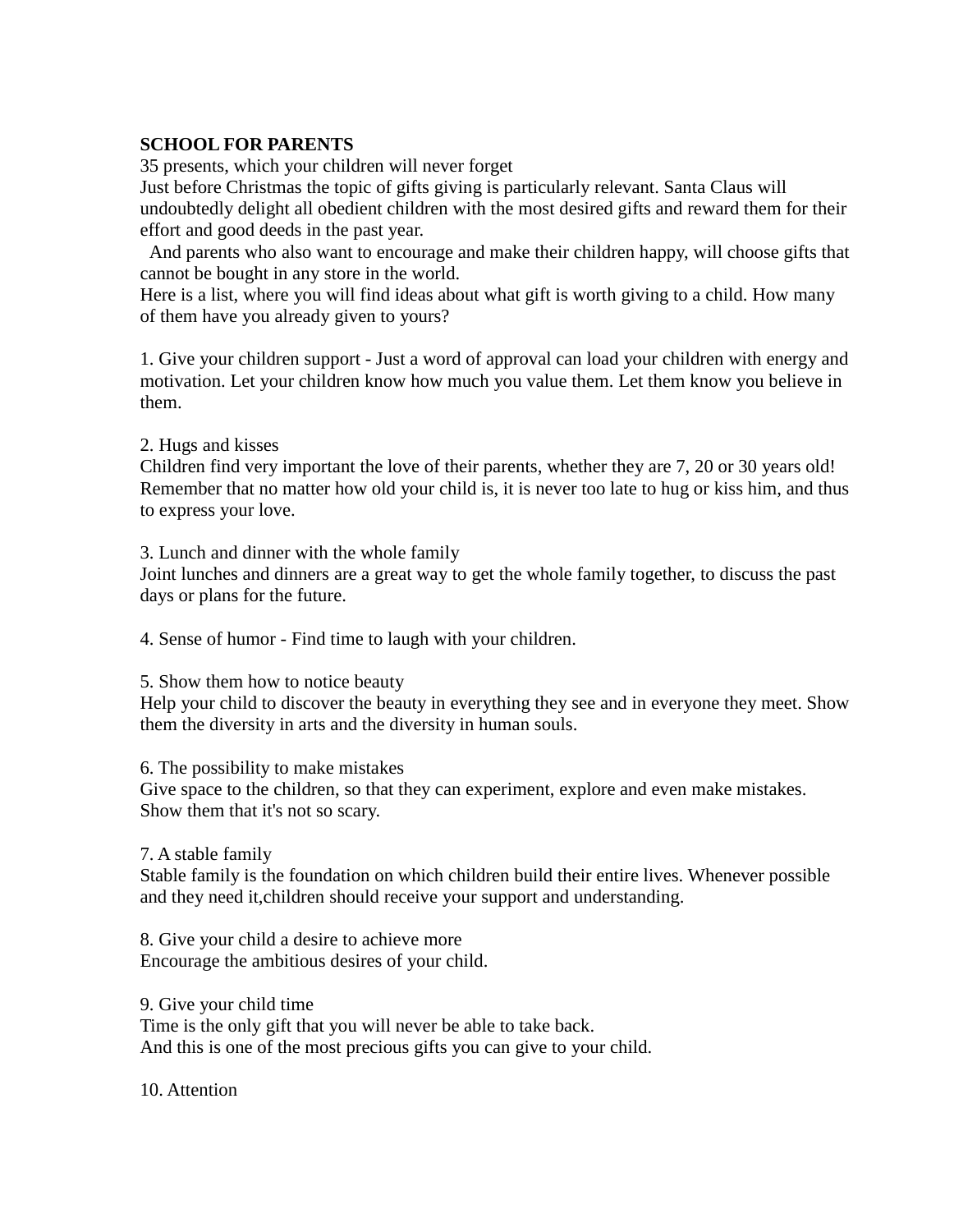**SCHOOL FOR PARENTS**

35 presents, which your children will never forget

Just before Christmas the topic of gifts giving is particularly relevant. Santa Claus will undoubtedly delight all obedient children with the most desired gifts and reward them for their effort and good deeds in the past year.

And parents who also want to encourage and make their children happy, will choose gifts that cannot be bought in any store in the world.

Here is a list, where you will find ideas about what gift is worth giving to a child. How many of them have you already given to yours?

1. Give your children support - Just a word of approval can load your children with energy and motivation. Let your children know how much you value them. Let them know you believe in them.

2. Hugs and kisses

Children find very important the love of their parents, whether they are 7, 20 or 30 years old! Remember that no matter how old your child is, it is never too late to hug or kiss him, and thus to express your love.

3. Lunch and dinner with the whole family

Joint lunches and dinners are a great way to get the whole family together, to discuss the past days or plans for the future.

4. Sense of humor - Find time to laugh with your children.

5. Show them how to notice beauty

Help your child to discover the beauty in everything they see and in everyone they meet. Show them the diversity in arts and the diversity in human souls.

6. The possibility to make mistakes

Give space to the children, so that they can experiment, explore and even make mistakes. Show them that it's not so scary.

7. A stable family

Stable family is the foundation on which children build their entire lives. Whenever possible and they need it,children should receive your support and understanding.

8. Give your child a desire to achieve more

Encourage the ambitious desires of your child.

9. Give your child time

Time is the only gift that you will never be able to take back.
And this is one of the most precious gifts you can give to your child.

10. Attention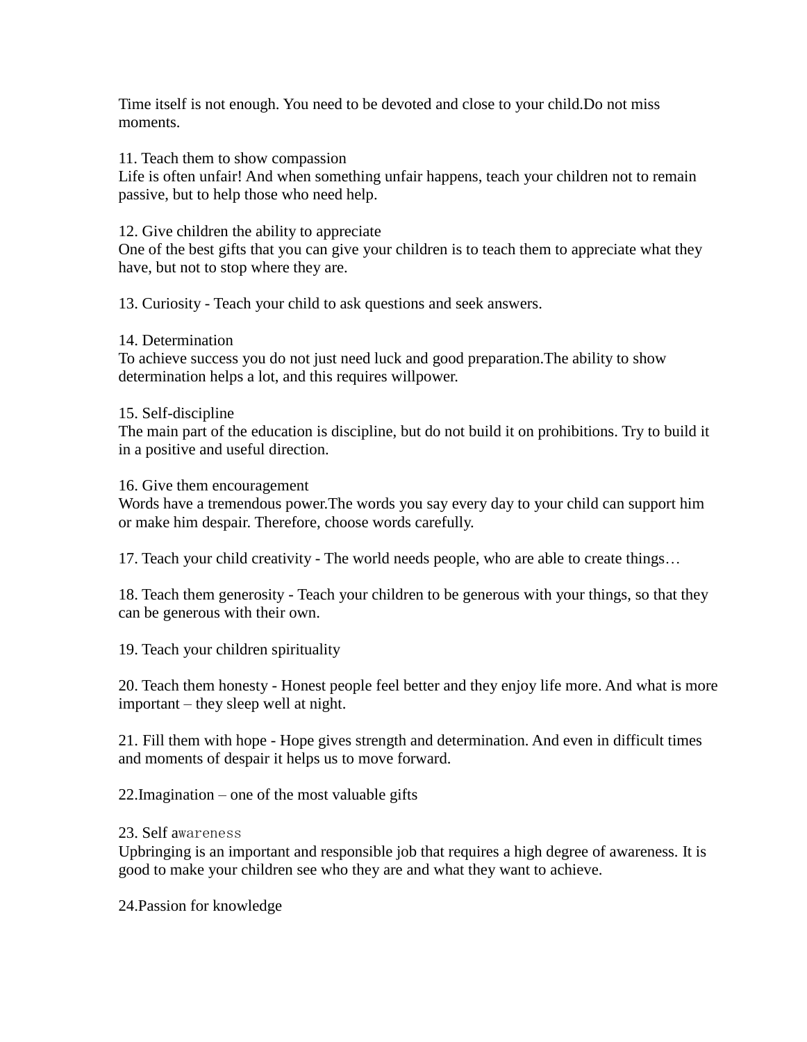Time itself is not enough. You need to be devoted and close to your child.Do not miss moments.

11. Teach them to show compassion
Life is often unfair! And when something unfair happens, teach your children not to remain passive, but to help those who need help.

12. Give children the ability to appreciate
One of the best gifts that you can give your children is to teach them to appreciate what they have, but not to stop where they are.

13. Curiosity - Teach your child to ask questions and seek answers.

14. Determination
To achieve success you do not just need luck and good preparation.The ability to show determination helps a lot, and this requires willpower.

15. Self-discipline
The main part of the education is discipline, but do not build it on prohibitions. Try to build it in a positive and useful direction.

16. Give them encouragement
Words have a tremendous power.The words you say every day to your child can support him or make him despair. Therefore, choose words carefully.

17. Teach your child creativity - The world needs people, who are able to create things…

18. Teach them generosity - Teach your children to be generous with your things, so that they can be generous with their own.

19. Teach your children spirituality

20. Teach them honesty - Honest people feel better and they enjoy life more. And what is more important – they sleep well at night.

21. Fill them with hope - Hope gives strength and determination. And even in difficult times and moments of despair it helps us to move forward.

22.Imagination – one of the most valuable gifts

23. Self awareness
Upbringing is an important and responsible job that requires a high degree of awareness. It is good to make your children see who they are and what they want to achieve.

24.Passion for knowledge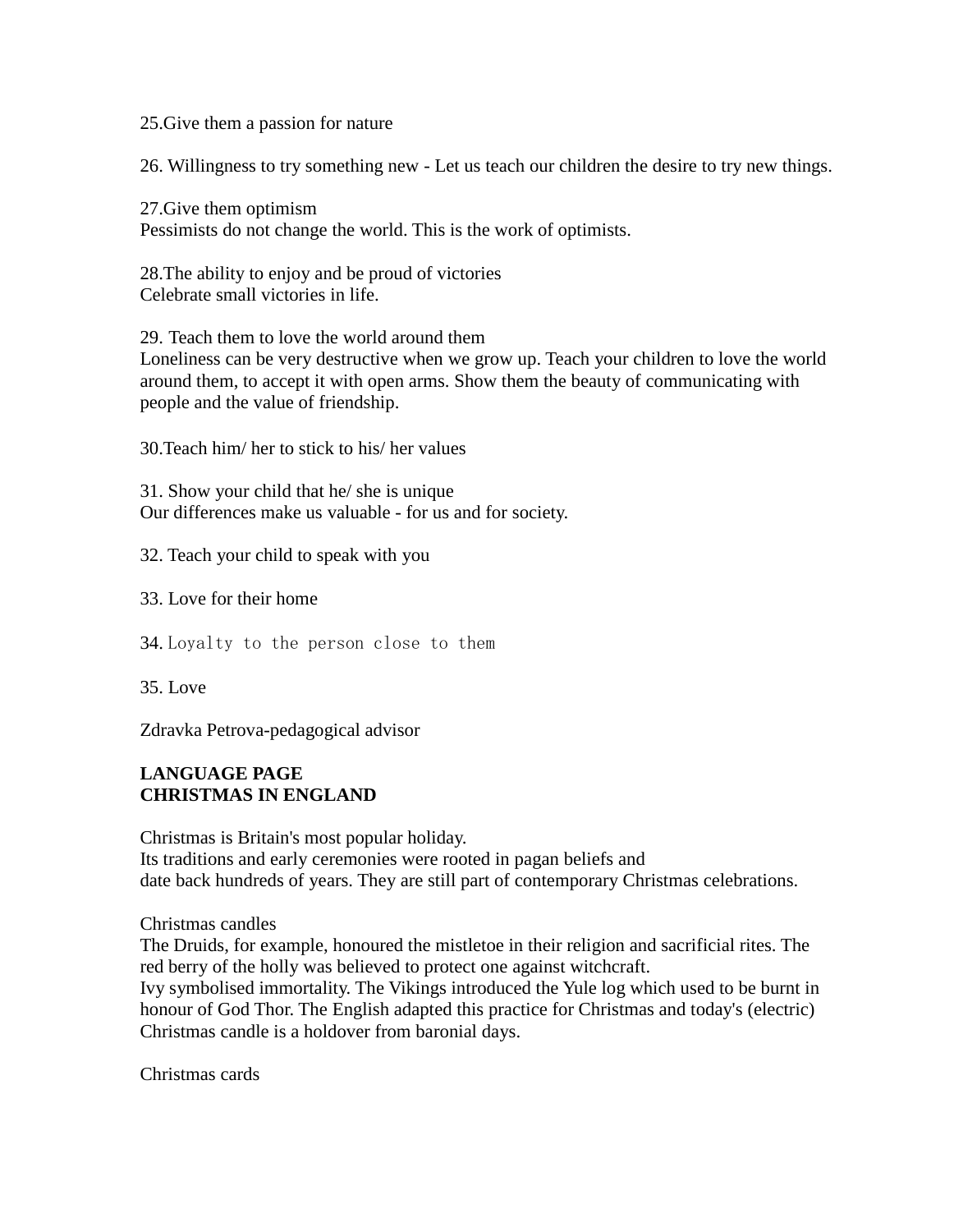25.Give them a passion for nature

26. Willingness to try something new - Let us teach our children the desire to try new things.

27.Give them optimism
Pessimists do not change the world. This is the work of optimists.

28.The ability to enjoy and be proud of victories
Celebrate small victories in life.

29. Teach them to love the world around them
Loneliness can be very destructive when we grow up. Teach your children to love the world around them, to accept it with open arms. Show them the beauty of communicating with people and the value of friendship.

30.Teach him/ her to stick to his/ her values

31. Show your child that he/ she is unique
Our differences make us valuable - for us and for society.

32. Teach your child to speak with you

33. Love for their home

34. Loyalty to the person close to them

35. Love

Zdravka Petrova-pedagogical advisor

**LANGUAGE PAGE**
**CHRISTMAS IN ENGLAND**

Christmas is Britain's most popular holiday.
Its traditions and early ceremonies were rooted in pagan beliefs and
date back hundreds of years. They are still part of contemporary Christmas celebrations.

Christmas candles
The Druids, for example, honoured the mistletoe in their religion and sacrificial rites. The red berry of the holly was believed to protect one against witchcraft.
Ivy symbolised immortality. The Vikings introduced the Yule log which used to be burnt in honour of God Thor. The English adapted this practice for Christmas and today's (electric) Christmas candle is a holdover from baronial days.

Christmas cards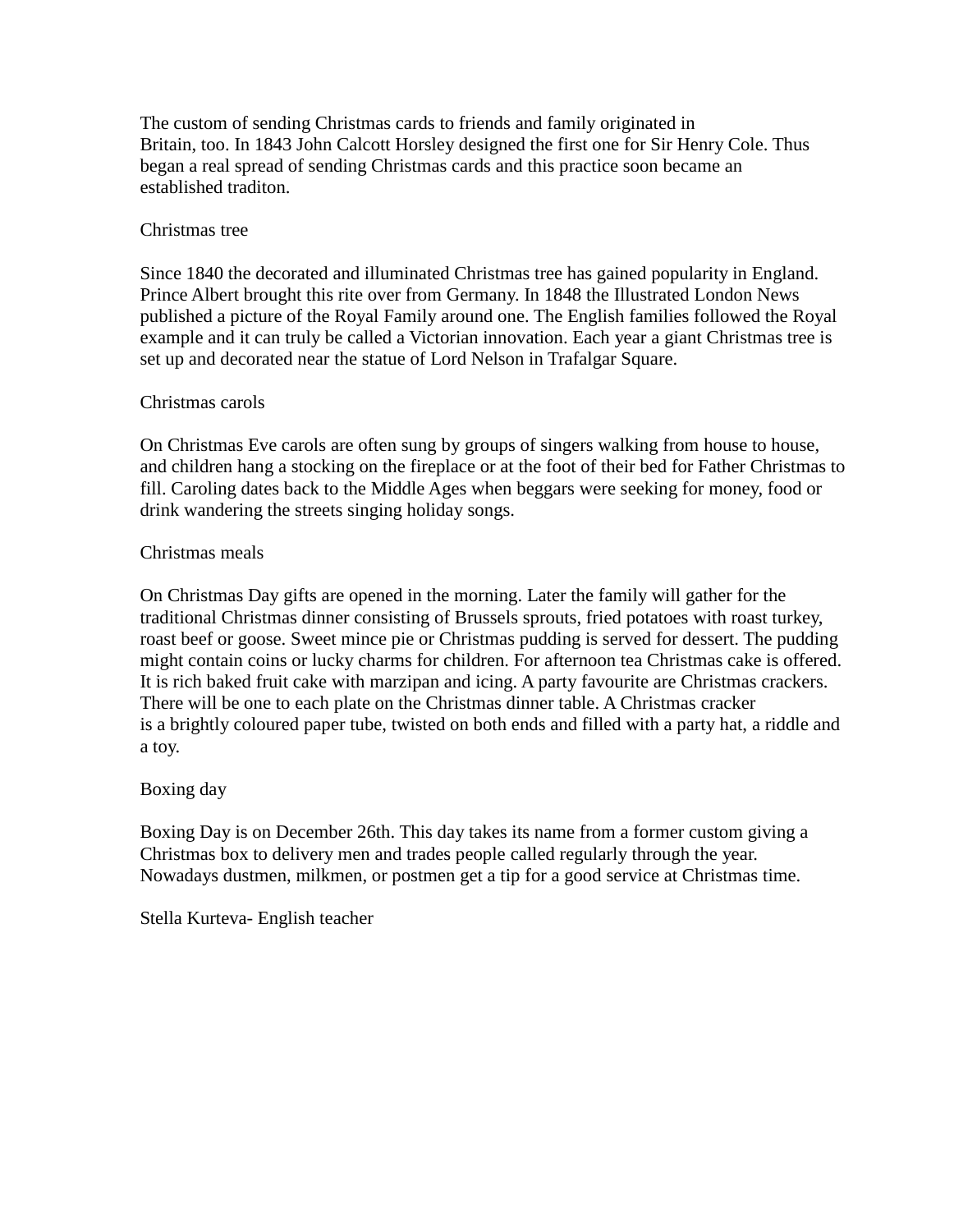The custom of sending Christmas cards to friends and family originated in Britain, too. In 1843 John Calcott Horsley designed the first one for Sir Henry Cole. Thus began a real spread of sending Christmas cards and this practice soon became an established traditon.

## Christmas tree

Since 1840 the decorated and illuminated Christmas tree has gained popularity in England. Prince Albert brought this rite over from Germany. In 1848 the Illustrated London News published a picture of the Royal Family around one. The English families followed the Royal example and it can truly be called a Victorian innovation. Each year a giant Christmas tree is set up and decorated near the statue of Lord Nelson in Trafalgar Square.

## Christmas carols

On Christmas Eve carols are often sung by groups of singers walking from house to house, and children hang a stocking on the fireplace or at the foot of their bed for Father Christmas to fill. Caroling dates back to the Middle Ages when beggars were seeking for money, food or drink wandering the streets singing holiday songs.

## Christmas meals

On Christmas Day gifts are opened in the morning. Later the family will gather for the traditional Christmas dinner consisting of Brussels sprouts, fried potatoes with roast turkey, roast beef or goose. Sweet mince pie or Christmas pudding is served for dessert. The pudding might contain coins or lucky charms for children. For afternoon tea Christmas cake is offered. It is rich baked fruit cake with marzipan and icing. A party favourite are Christmas crackers. There will be one to each plate on the Christmas dinner table. A Christmas cracker is a brightly coloured paper tube, twisted on both ends and filled with a party hat, a riddle and a toy.

## Boxing day

Boxing Day is on December 26th. This day takes its name from a former custom giving a Christmas box to delivery men and trades people called regularly through the year. Nowadays dustmen, milkmen, or postmen get a tip for a good service at Christmas time.

Stella Kurteva- English teacher